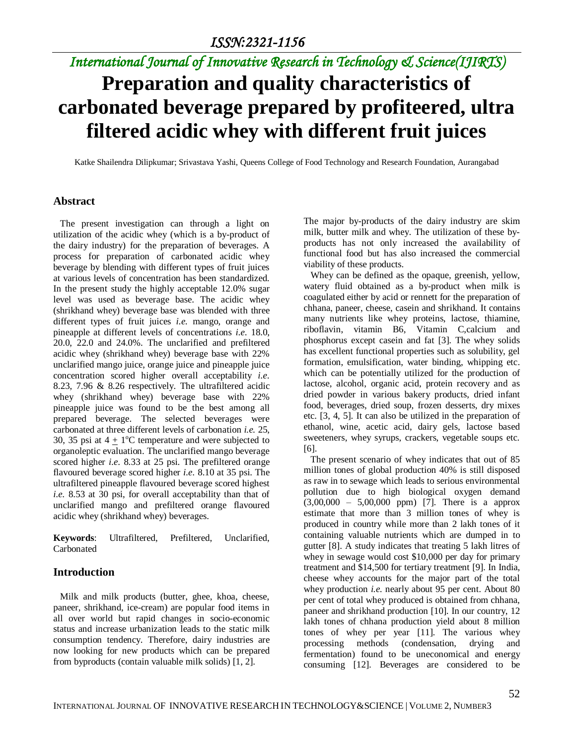# Preparation and quality characteristics of carbonated beverage prepared by profiteered, ultra filtered acidic whey with different fruit juices

Katke Shailendra Dilipkumar; Srivastava Yashi, Queens College of Food Technology and Research Foundation, Aurangabad

## Abstract

The present investigation can through a light on utilization of the acidic whey (which is a by-product of the dairy industry) for the preparation of beverages. A process for preparation of carbonated acidic whey beverage by blending with different types of fruit juices at various levels of concentration has been standardized. In the present study the highly acceptable 12.0% sugar level was used as beverage base. The acidic whey (shrikhand whey) beverage base was blended with three different types of fruit juices *i.e.* mango, orange and pineapple at different levels of concentrations *i.e.* 18.0, 20.0, 22.0 and 24.0%. The unclarified and prefiltered acidic whey (shrikhand whey) beverage base with 22% unclarified mango juice, orange juice and pineapple juice concentration scored higher overall acceptability *i.e.* 8.23, 7.96 & 8.26 respectively. The ultrafiltered acidic whey (shrikhand whey) beverage base with 22% pineapple juice was found to be the best among all prepared beverage. The selected beverages were carbonated at three different levels of carbonation *i.e.* 25, 30, 35 psi at 4 ± 1°C temperature and were subjected to organoleptic evaluation. The unclarified mango beverage scored higher *i.e.* 8.33 at 25 psi. The prefiltered orange flavoured beverage scored higher *i.e.* 8.10 at 35 psi. The ultrafiltered pineapple flavoured beverage scored highest *i.e.* 8.53 at 30 psi, for overall acceptability than that of unclarified mango and prefiltered orange flavoured acidic whey (shrikhand whey) beverages.

**Keywords**: Ultrafiltered, Prefiltered, Unclarified, Carbonated

## Introduction

Milk and milk products (butter, ghee, khoa, cheese, paneer, shrikhand, ice-cream) are popular food items in all over world but rapid changes in socio-economic status and increase urbanization leads to the static milk consumption tendency. Therefore, dairy industries are now looking for new products which can be prepared from byproducts (contain valuable milk solids) [1, 2]. The major by-products of the dairy industry are skim milk, butter milk and whey. The utilization of these by-products has not only increased the availability of functional food but has also increased the commercial viability of these products.

Whey can be defined as the opaque, greenish, yellow, watery fluid obtained as a by-product when milk is coagulated either by acid or rennett for the preparation of chhana, paneer, cheese, casein and shrikhand. It contains many nutrients like whey proteins, lactose, thiamine, riboflavin, vitamin B6, Vitamin C,calcium and phosphorus except casein and fat [3]. The whey solids has excellent functional properties such as solubility, gel formation, emulsification, water binding, whipping etc. which can be potentially utilized for the production of lactose, alcohol, organic acid, protein recovery and as dried powder in various bakery products, dried infant food, beverages, dried soup, frozen desserts, dry mixes etc. [3, 4, 5]. It can also be utilized in the preparation of ethanol, wine, acetic acid, dairy gels, lactose based sweeteners, whey syrups, crackers, vegetable soups etc. [6].

The present scenario of whey indicates that out of 85 million tones of global production 40% is still disposed as raw in to sewage which leads to serious environmental pollution due to high biological oxygen demand (3,00,000 – 5,00,000 ppm) [7]. There is a approx estimate that more than 3 million tones of whey is produced in country while more than 2 lakh tones of it containing valuable nutrients which are dumped in to gutter [8]. A study indicates that treating 5 lakh litres of whey in sewage would cost $10,000 per day for primary treatment and $14,500 for tertiary treatment [9]. In India, cheese whey accounts for the major part of the total whey production *i.e.* nearly about 95 per cent. About 80 per cent of total whey produced is obtained from chhana, paneer and shrikhand production [10]. In our country, 12 lakh tones of chhana production yield about 8 million tones of whey per year [11]. The various whey processing methods (condensation, drying and fermentation) found to be uneconomical and energy consuming [12]. Beverages are considered to be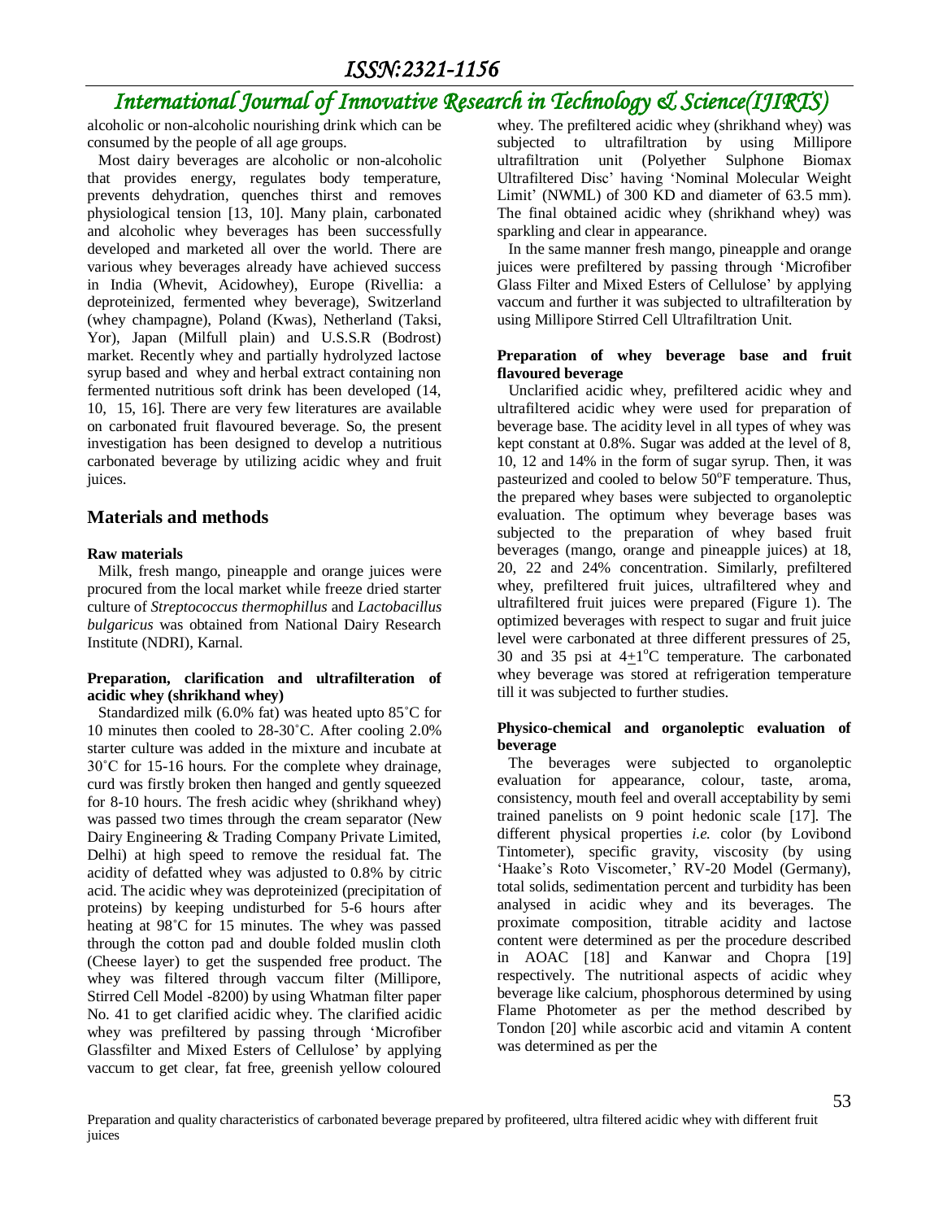alcoholic or non-alcoholic nourishing drink which can be consumed by the people of all age groups.

Most dairy beverages are alcoholic or non-alcoholic that provides energy, regulates body temperature, prevents dehydration, quenches thirst and removes physiological tension [13, 10]. Many plain, carbonated and alcoholic whey beverages has been successfully developed and marketed all over the world. There are various whey beverages already have achieved success in India (Whevit, Acidowhey), Europe (Rivellia: a deproteinized, fermented whey beverage), Switzerland (whey champagne), Poland (Kwas), Netherland (Taksi, Yor), Japan (Milfull plain) and U.S.S.R (Bodrost) market. Recently whey and partially hydrolyzed lactose syrup based and whey and herbal extract containing non fermented nutritious soft drink has been developed (14, 10, 15, 16]. There are very few literatures are available on carbonated fruit flavoured beverage. So, the present investigation has been designed to develop a nutritious carbonated beverage by utilizing acidic whey and fruit juices.

## Materials and methods

### Raw materials

Milk, fresh mango, pineapple and orange juices were procured from the local market while freeze dried starter culture of *Streptococcus thermophillus* and *Lactobacillus bulgaricus* was obtained from National Dairy Research Institute (NDRI), Karnal.

### Preparation, clarification and ultrafilteration of acidic whey (shrikhand whey)

Standardized milk (6.0% fat) was heated upto 85˚C for 10 minutes then cooled to 28-30˚C. After cooling 2.0% starter culture was added in the mixture and incubate at 30˚C for 15-16 hours. For the complete whey drainage, curd was firstly broken then hanged and gently squeezed for 8-10 hours. The fresh acidic whey (shrikhand whey) was passed two times through the cream separator (New Dairy Engineering & Trading Company Private Limited, Delhi) at high speed to remove the residual fat. The acidity of defatted whey was adjusted to 0.8% by citric acid. The acidic whey was deproteinized (precipitation of proteins) by keeping undisturbed for 5-6 hours after heating at 98˚C for 15 minutes. The whey was passed through the cotton pad and double folded muslin cloth (Cheese layer) to get the suspended free product. The whey was filtered through vaccum filter (Millipore, Stirred Cell Model -8200) by using Whatman filter paper No. 41 to get clarified acidic whey. The clarified acidic whey was prefiltered by passing through 'Microfiber Glassfilter and Mixed Esters of Cellulose' by applying vaccum to get clear, fat free, greenish yellow coloured whey. The prefiltered acidic whey (shrikhand whey) was subjected to ultrafiltration by using Millipore ultrafiltration unit (Polyether Sulphone Biomax Ultrafiltered Disc' having 'Nominal Molecular Weight Limit' (NWML) of 300 KD and diameter of 63.5 mm). The final obtained acidic whey (shrikhand whey) was sparkling and clear in appearance.

In the same manner fresh mango, pineapple and orange juices were prefiltered by passing through 'Microfiber Glass Filter and Mixed Esters of Cellulose' by applying vaccum and further it was subjected to ultrafilteration by using Millipore Stirred Cell Ultrafiltration Unit.

### Preparation of whey beverage base and fruit flavoured beverage

Unclarified acidic whey, prefiltered acidic whey and ultrafiltered acidic whey were used for preparation of beverage base. The acidity level in all types of whey was kept constant at 0.8%. Sugar was added at the level of 8, 10, 12 and 14% in the form of sugar syrup. Then, it was pasteurized and cooled to below 50$^{o}$F temperature. Thus, the prepared whey bases were subjected to organoleptic evaluation. The optimum whey beverage bases was subjected to the preparation of whey based fruit beverages (mango, orange and pineapple juices) at 18, 20, 22 and 24% concentration. Similarly, prefiltered whey, prefiltered fruit juices, ultrafiltered whey and ultrafiltered fruit juices were prepared (Figure 1). The optimized beverages with respect to sugar and fruit juice level were carbonated at three different pressures of 25, 30 and 35 psi at 4$\pm$1$^{o}$C temperature. The carbonated whey beverage was stored at refrigeration temperature till it was subjected to further studies.

### Physico-chemical and organoleptic evaluation of beverage

The beverages were subjected to organoleptic evaluation for appearance, colour, taste, aroma, consistency, mouth feel and overall acceptability by semi trained panelists on 9 point hedonic scale [17]. The different physical properties *i.e.* color (by Lovibond Tintometer), specific gravity, viscosity (by using 'Haake's Roto Viscometer,' RV-20 Model (Germany), total solids, sedimentation percent and turbidity has been analysed in acidic whey and its beverages. The proximate composition, titrable acidity and lactose content were determined as per the procedure described in AOAC [18] and Kanwar and Chopra [19] respectively. The nutritional aspects of acidic whey beverage like calcium, phosphorous determined by using Flame Photometer as per the method described by Tondon [20] while ascorbic acid and vitamin A content was determined as per the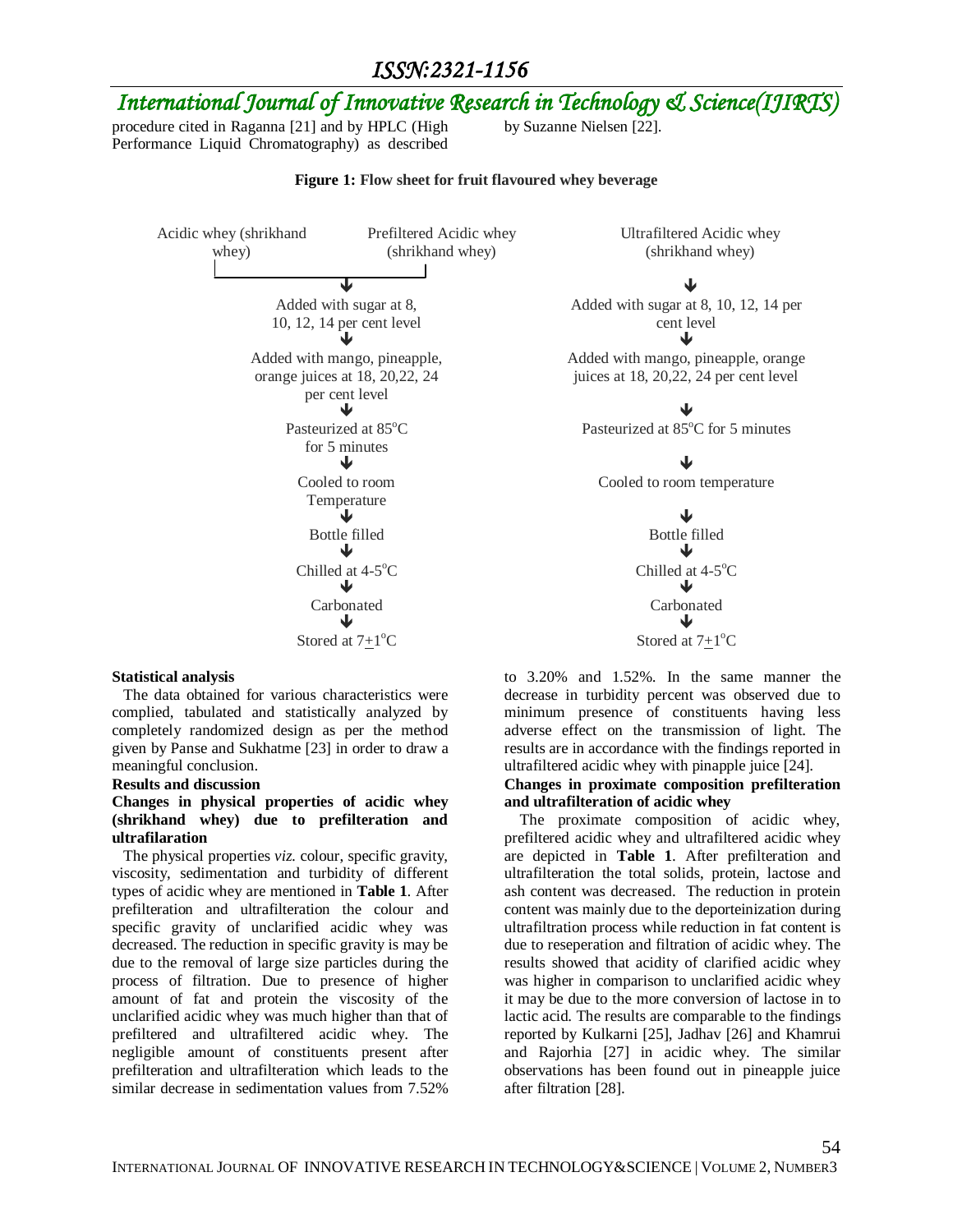procedure cited in Raganna [21] and by HPLC (High Performance Liquid Chromatography) as described by Suzanne Nielsen [22].

**Figure 1: Flow sheet for fruit flavoured whey beverage**

```
Acidic whey (shrikhand     Prefiltered Acidic whey        Ultrafiltered Acidic whey
      whey)                  (shrikhand whey)                 (shrikhand whey)
        |______________________________|                            ↓
                      ↓                                   Added with sugar at 8, 10, 12, 14 per
        Added with sugar at 8,                                    cent level
        10, 12, 14 per cent level                                    ↓
                      ↓                                   Added with mango, pineapple, orange
        Added with mango, pineapple,                      juices at 18, 20,22, 24 per cent level
        orange juices at 18, 20,22, 24                               ↓
              per cent level                              Pasteurized at 85°C for 5 minutes
                      ↓                                              ↓
          Pasteurized at 85°C                                Cooled to room temperature
             for 5 minutes                                           ↓
                      ↓                                         Bottle filled
            Cooled to room                                           ↓
              Temperature                                      Chilled at 4-5°C
                      ↓                                              ↓
              Bottle filled                                      Carbonated
                      ↓                                              ↓
            Chilled at 4-5°C                                  Stored at 7±1°C
                      ↓
               Carbonated
                      ↓
             Stored at 7±1°C
```

**Statistical analysis**

The data obtained for various characteristics were complied, tabulated and statistically analyzed by completely randomized design as per the method given by Panse and Sukhatme [23] in order to draw a meaningful conclusion.

**Results and discussion**

**Changes in physical properties of acidic whey (shrikhand whey) due to prefilteration and ultrafilaration**

The physical properties *viz.* colour, specific gravity, viscosity, sedimentation and turbidity of different types of acidic whey are mentioned in **Table 1**. After prefilteration and ultrafilteration the colour and specific gravity of unclarified acidic whey was decreased. The reduction in specific gravity is may be due to the removal of large size particles during the process of filtration. Due to presence of higher amount of fat and protein the viscosity of the unclarified acidic whey was much higher than that of prefiltered and ultrafiltered acidic whey. The negligible amount of constituents present after prefilteration and ultrafilteration which leads to the similar decrease in sedimentation values from 7.52% to 3.20% and 1.52%. In the same manner the decrease in turbidity percent was observed due to minimum presence of constituents having less adverse effect on the transmission of light. The results are in accordance with the findings reported in ultrafiltered acidic whey with pinapple juice [24].

**Changes in proximate composition prefilteration and ultrafilteration of acidic whey**

The proximate composition of acidic whey, prefiltered acidic whey and ultrafiltered acidic whey are depicted in **Table 1**. After prefilteration and ultrafilteration the total solids, protein, lactose and ash content was decreased. The reduction in protein content was mainly due to the deporteinization during ultrafiltration process while reduction in fat content is due to reseperation and filtration of acidic whey. The results showed that acidity of clarified acidic whey was higher in comparison to unclarified acidic whey it may be due to the more conversion of lactose in to lactic acid. The results are comparable to the findings reported by Kulkarni [25], Jadhav [26] and Khamrui and Rajorhia [27] in acidic whey. The similar observations has been found out in pineapple juice after filtration [28].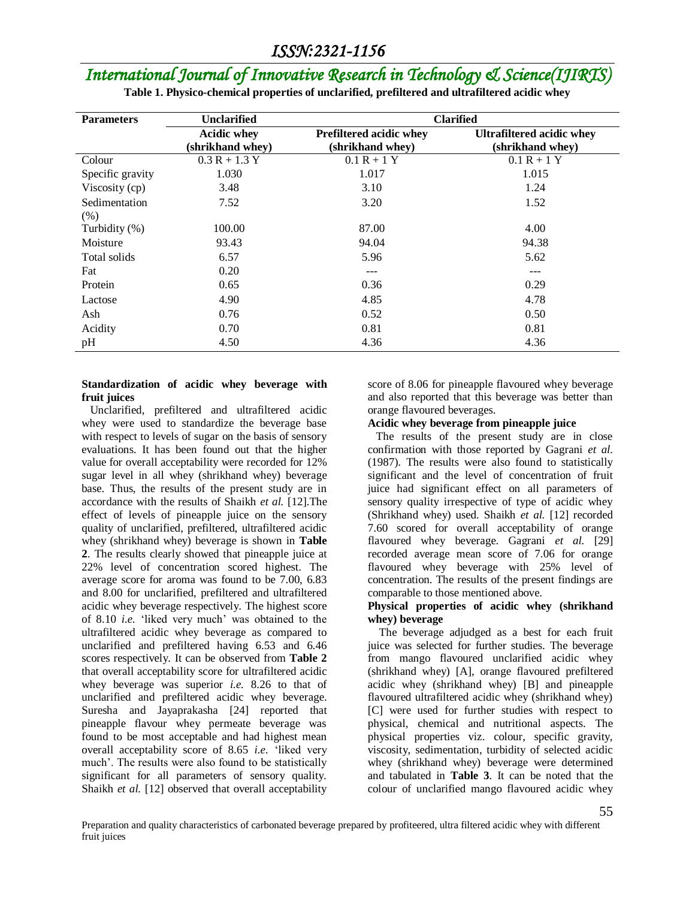**Table 1. Physico-chemical properties of unclarified, prefiltered and ultrafiltered acidic whey**

| Parameters | Unclarified | Clarified | |
|---|---|---|---|
| | Acidic whey (shrikhand whey) | Prefiltered acidic whey (shrikhand whey) | Ultrafiltered acidic whey (shrikhand whey) |
| Colour | 0.3 R + 1.3 Y | 0.1 R + 1 Y | 0.1 R + 1 Y |
| Specific gravity | 1.030 | 1.017 | 1.015 |
| Viscosity (cp) | 3.48 | 3.10 | 1.24 |
| Sedimentation (%) | 7.52 | 3.20 | 1.52 |
| Turbidity (%) | 100.00 | 87.00 | 4.00 |
| Moisture | 93.43 | 94.04 | 94.38 |
| Total solids | 6.57 | 5.96 | 5.62 |
| Fat | 0.20 | --- | --- |
| Protein | 0.65 | 0.36 | 0.29 |
| Lactose | 4.90 | 4.85 | 4.78 |
| Ash | 0.76 | 0.52 | 0.50 |
| Acidity | 0.70 | 0.81 | 0.81 |
| pH | 4.50 | 4.36 | 4.36 |

**Standardization of acidic whey beverage with fruit juices**

Unclarified, prefiltered and ultrafiltered acidic whey were used to standardize the beverage base with respect to levels of sugar on the basis of sensory evaluations. It has been found out that the higher value for overall acceptability were recorded for 12% sugar level in all whey (shrikhand whey) beverage base. Thus, the results of the present study are in accordance with the results of Shaikh *et al.* [12].The effect of levels of pineapple juice on the sensory quality of unclarified, prefiltered, ultrafiltered acidic whey (shrikhand whey) beverage is shown in **Table 2**. The results clearly showed that pineapple juice at 22% level of concentration scored highest. The average score for aroma was found to be 7.00, 6.83 and 8.00 for unclarified, prefiltered and ultrafiltered acidic whey beverage respectively. The highest score of 8.10 *i.e.* 'liked very much' was obtained to the ultrafiltered acidic whey beverage as compared to unclarified and prefiltered having 6.53 and 6.46 scores respectively. It can be observed from **Table 2** that overall acceptability score for ultrafiltered acidic whey beverage was superior *i.e.* 8.26 to that of unclarified and prefiltered acidic whey beverage. Suresha and Jayaprakasha [24] reported that pineapple flavour whey permeate beverage was found to be most acceptable and had highest mean overall acceptability score of 8.65 *i.e.* 'liked very much'. The results were also found to be statistically significant for all parameters of sensory quality. Shaikh *et al.* [12] observed that overall acceptability score of 8.06 for pineapple flavoured whey beverage and also reported that this beverage was better than orange flavoured beverages.

**Acidic whey beverage from pineapple juice**

The results of the present study are in close confirmation with those reported by Gagrani *et al.* (1987). The results were also found to statistically significant and the level of concentration of fruit juice had significant effect on all parameters of sensory quality irrespective of type of acidic whey (Shrikhand whey) used. Shaikh *et al.* [12] recorded 7.60 scored for overall acceptability of orange flavoured whey beverage. Gagrani *et al.* [29] recorded average mean score of 7.06 for orange flavoured whey beverage with 25% level of concentration. The results of the present findings are comparable to those mentioned above.

**Physical properties of acidic whey (shrikhand whey) beverage**

The beverage adjudged as a best for each fruit juice was selected for further studies. The beverage from mango flavoured unclarified acidic whey (shrikhand whey) [A], orange flavoured prefiltered acidic whey (shrikhand whey) [B] and pineapple flavoured ultrafiltered acidic whey (shrikhand whey) [C] were used for further studies with respect to physical, chemical and nutritional aspects. The physical properties viz. colour, specific gravity, viscosity, sedimentation, turbidity of selected acidic whey (shrikhand whey) beverage were determined and tabulated in **Table 3**. It can be noted that the colour of unclarified mango flavoured acidic whey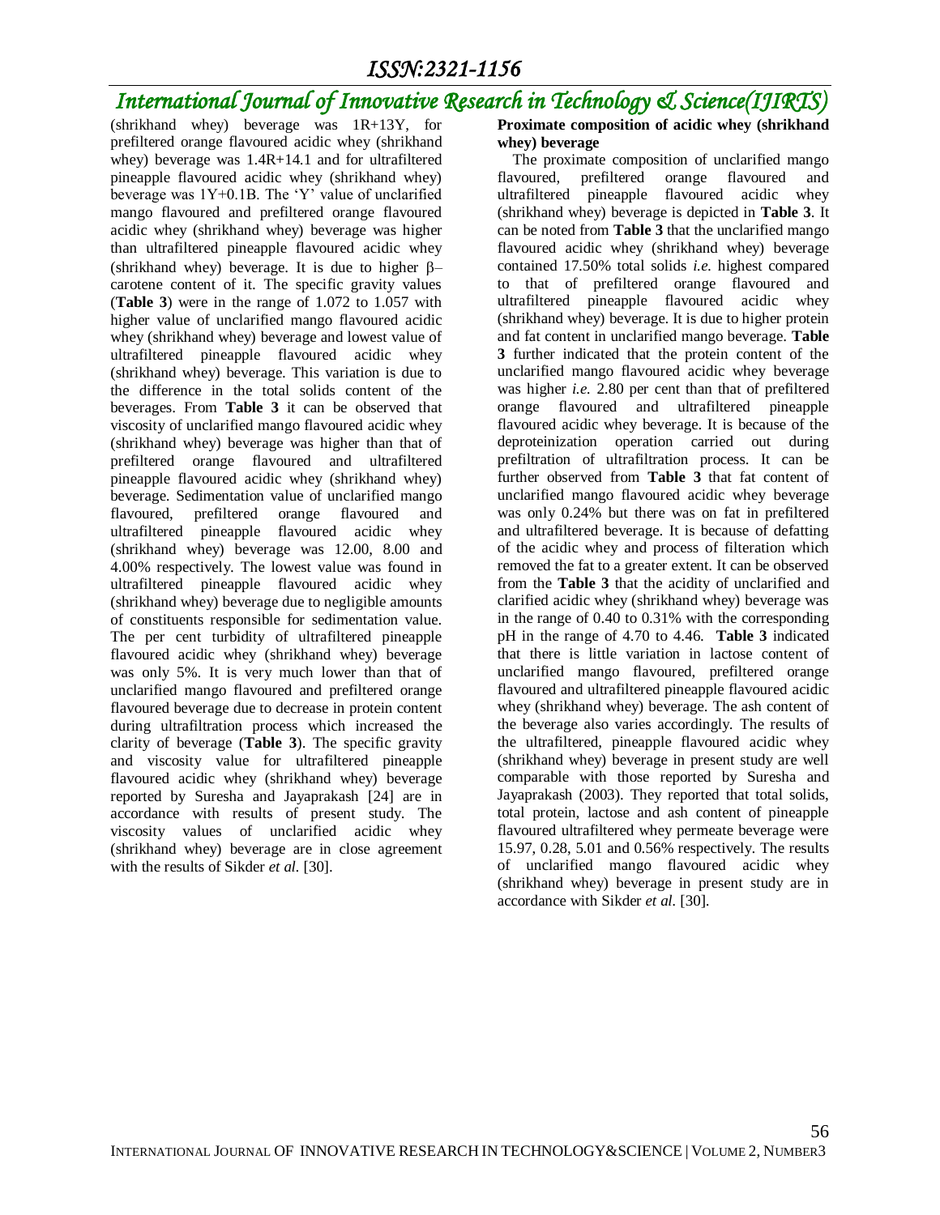(shrikhand whey) beverage was 1R+13Y, for prefiltered orange flavoured acidic whey (shrikhand whey) beverage was 1.4R+14.1 and for ultrafiltered pineapple flavoured acidic whey (shrikhand whey) beverage was 1Y+0.1B. The 'Y' value of unclarified mango flavoured and prefiltered orange flavoured acidic whey (shrikhand whey) beverage was higher than ultrafiltered pineapple flavoured acidic whey (shrikhand whey) beverage. It is due to higher β–carotene content of it. The specific gravity values (**Table 3**) were in the range of 1.072 to 1.057 with higher value of unclarified mango flavoured acidic whey (shrikhand whey) beverage and lowest value of ultrafiltered pineapple flavoured acidic whey (shrikhand whey) beverage. This variation is due to the difference in the total solids content of the beverages. From **Table 3** it can be observed that viscosity of unclarified mango flavoured acidic whey (shrikhand whey) beverage was higher than that of prefiltered orange flavoured and ultrafiltered pineapple flavoured acidic whey (shrikhand whey) beverage. Sedimentation value of unclarified mango flavoured, prefiltered orange flavoured and ultrafiltered pineapple flavoured acidic whey (shrikhand whey) beverage was 12.00, 8.00 and 4.00% respectively. The lowest value was found in ultrafiltered pineapple flavoured acidic whey (shrikhand whey) beverage due to negligible amounts of constituents responsible for sedimentation value. The per cent turbidity of ultrafiltered pineapple flavoured acidic whey (shrikhand whey) beverage was only 5%. It is very much lower than that of unclarified mango flavoured and prefiltered orange flavoured beverage due to decrease in protein content during ultrafiltration process which increased the clarity of beverage (**Table 3**). The specific gravity and viscosity value for ultrafiltered pineapple flavoured acidic whey (shrikhand whey) beverage reported by Suresha and Jayaprakash [24] are in accordance with results of present study. The viscosity values of unclarified acidic whey (shrikhand whey) beverage are in close agreement with the results of Sikder *et al.* [30].

**Proximate composition of acidic whey (shrikhand whey) beverage**

The proximate composition of unclarified mango flavoured, prefiltered orange flavoured and ultrafiltered pineapple flavoured acidic whey (shrikhand whey) beverage is depicted in **Table 3**. It can be noted from **Table 3** that the unclarified mango flavoured acidic whey (shrikhand whey) beverage contained 17.50% total solids *i.e.* highest compared to that of prefiltered orange flavoured and ultrafiltered pineapple flavoured acidic whey (shrikhand whey) beverage. It is due to higher protein and fat content in unclarified mango beverage. **Table 3** further indicated that the protein content of the unclarified mango flavoured acidic whey beverage was higher *i.e.* 2.80 per cent than that of prefiltered orange flavoured and ultrafiltered pineapple flavoured acidic whey beverage. It is because of the deproteinization operation carried out during prefiltration of ultrafiltration process. It can be further observed from **Table 3** that fat content of unclarified mango flavoured acidic whey beverage was only 0.24% but there was on fat in prefiltered and ultrafiltered beverage. It is because of defatting of the acidic whey and process of filteration which removed the fat to a greater extent. It can be observed from the **Table 3** that the acidity of unclarified and clarified acidic whey (shrikhand whey) beverage was in the range of 0.40 to 0.31% with the corresponding pH in the range of 4.70 to 4.46. **Table 3** indicated that there is little variation in lactose content of unclarified mango flavoured, prefiltered orange flavoured and ultrafiltered pineapple flavoured acidic whey (shrikhand whey) beverage. The ash content of the beverage also varies accordingly. The results of the ultrafiltered, pineapple flavoured acidic whey (shrikhand whey) beverage in present study are well comparable with those reported by Suresha and Jayaprakash (2003). They reported that total solids, total protein, lactose and ash content of pineapple flavoured ultrafiltered whey permeate beverage were 15.97, 0.28, 5.01 and 0.56% respectively. The results of unclarified mango flavoured acidic whey (shrikhand whey) beverage in present study are in accordance with Sikder *et al.* [30].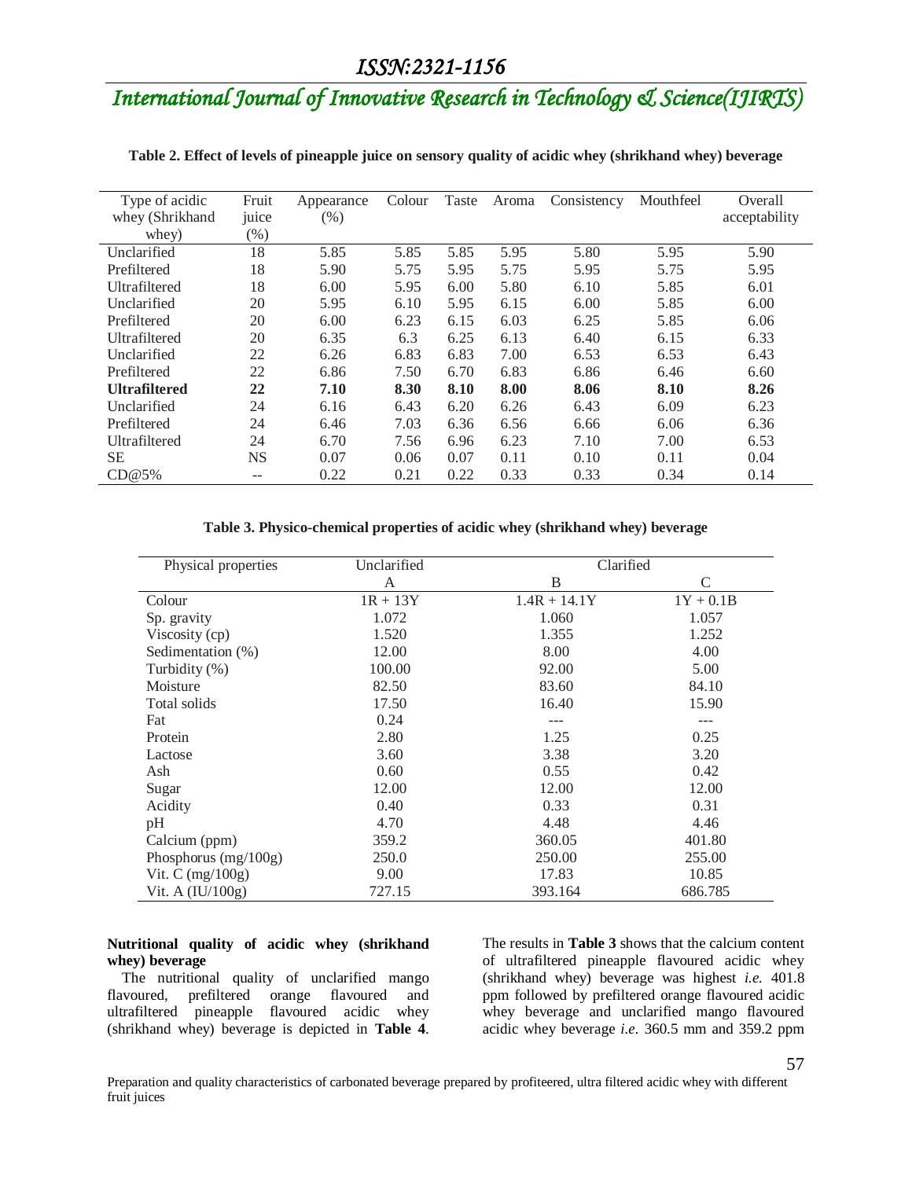**Table 2. Effect of levels of pineapple juice on sensory quality of acidic whey (shrikhand whey) beverage**

| Type of acidic whey (Shrikhand whey) | Fruit juice (%) | Appearance (%) | Colour | Taste | Aroma | Consistency | Mouthfeel | Overall acceptability |
|---|---|---|---|---|---|---|---|---|
| Unclarified | 18 | 5.85 | 5.85 | 5.85 | 5.95 | 5.80 | 5.95 | 5.90 |
| Prefiltered | 18 | 5.90 | 5.75 | 5.95 | 5.75 | 5.95 | 5.75 | 5.95 |
| Ultrafiltered | 18 | 6.00 | 5.95 | 6.00 | 5.80 | 6.10 | 5.85 | 6.01 |
| Unclarified | 20 | 5.95 | 6.10 | 5.95 | 6.15 | 6.00 | 5.85 | 6.00 |
| Prefiltered | 20 | 6.00 | 6.23 | 6.15 | 6.03 | 6.25 | 5.85 | 6.06 |
| Ultrafiltered | 20 | 6.35 | 6.3 | 6.25 | 6.13 | 6.40 | 6.15 | 6.33 |
| Unclarified | 22 | 6.26 | 6.83 | 6.83 | 7.00 | 6.53 | 6.53 | 6.43 |
| Prefiltered | 22 | 6.86 | 7.50 | 6.70 | 6.83 | 6.86 | 6.46 | 6.60 |
| **Ultrafiltered** | **22** | **7.10** | **8.30** | **8.10** | **8.00** | **8.06** | **8.10** | **8.26** |
| Unclarified | 24 | 6.16 | 6.43 | 6.20 | 6.26 | 6.43 | 6.09 | 6.23 |
| Prefiltered | 24 | 6.46 | 7.03 | 6.36 | 6.56 | 6.66 | 6.06 | 6.36 |
| Ultrafiltered | 24 | 6.70 | 7.56 | 6.96 | 6.23 | 7.10 | 7.00 | 6.53 |
| SE | NS | 0.07 | 0.06 | 0.07 | 0.11 | 0.10 | 0.11 | 0.04 |
| CD@5% | -- | 0.22 | 0.21 | 0.22 | 0.33 | 0.33 | 0.34 | 0.14 |

**Table 3. Physico-chemical properties of acidic whey (shrikhand whey) beverage**

| Physical properties | Unclarified | Clarified | |
|---|---|---|---|
| | A | B | C |
| Colour | 1R + 13Y | 1.4R + 14.1Y | 1Y + 0.1B |
| Sp. gravity | 1.072 | 1.060 | 1.057 |
| Viscosity (cp) | 1.520 | 1.355 | 1.252 |
| Sedimentation (%) | 12.00 | 8.00 | 4.00 |
| Turbidity (%) | 100.00 | 92.00 | 5.00 |
| Moisture | 82.50 | 83.60 | 84.10 |
| Total solids | 17.50 | 16.40 | 15.90 |
| Fat | 0.24 | --- | --- |
| Protein | 2.80 | 1.25 | 0.25 |
| Lactose | 3.60 | 3.38 | 3.20 |
| Ash | 0.60 | 0.55 | 0.42 |
| Sugar | 12.00 | 12.00 | 12.00 |
| Acidity | 0.40 | 0.33 | 0.31 |
| pH | 4.70 | 4.48 | 4.46 |
| Calcium (ppm) | 359.2 | 360.05 | 401.80 |
| Phosphorus (mg/100g) | 250.0 | 250.00 | 255.00 |
| Vit. C (mg/100g) | 9.00 | 17.83 | 10.85 |
| Vit. A (IU/100g) | 727.15 | 393.164 | 686.785 |

**Nutritional quality of acidic whey (shrikhand whey) beverage**

The nutritional quality of unclarified mango flavoured, prefiltered orange flavoured and ultrafiltered pineapple flavoured acidic whey (shrikhand whey) beverage is depicted in **Table 4**. The results in **Table 3** shows that the calcium content of ultrafiltered pineapple flavoured acidic whey (shrikhand whey) beverage was highest *i.e.* 401.8 ppm followed by prefiltered orange flavoured acidic whey beverage and unclarified mango flavoured acidic whey beverage *i.e.* 360.5 mm and 359.2 ppm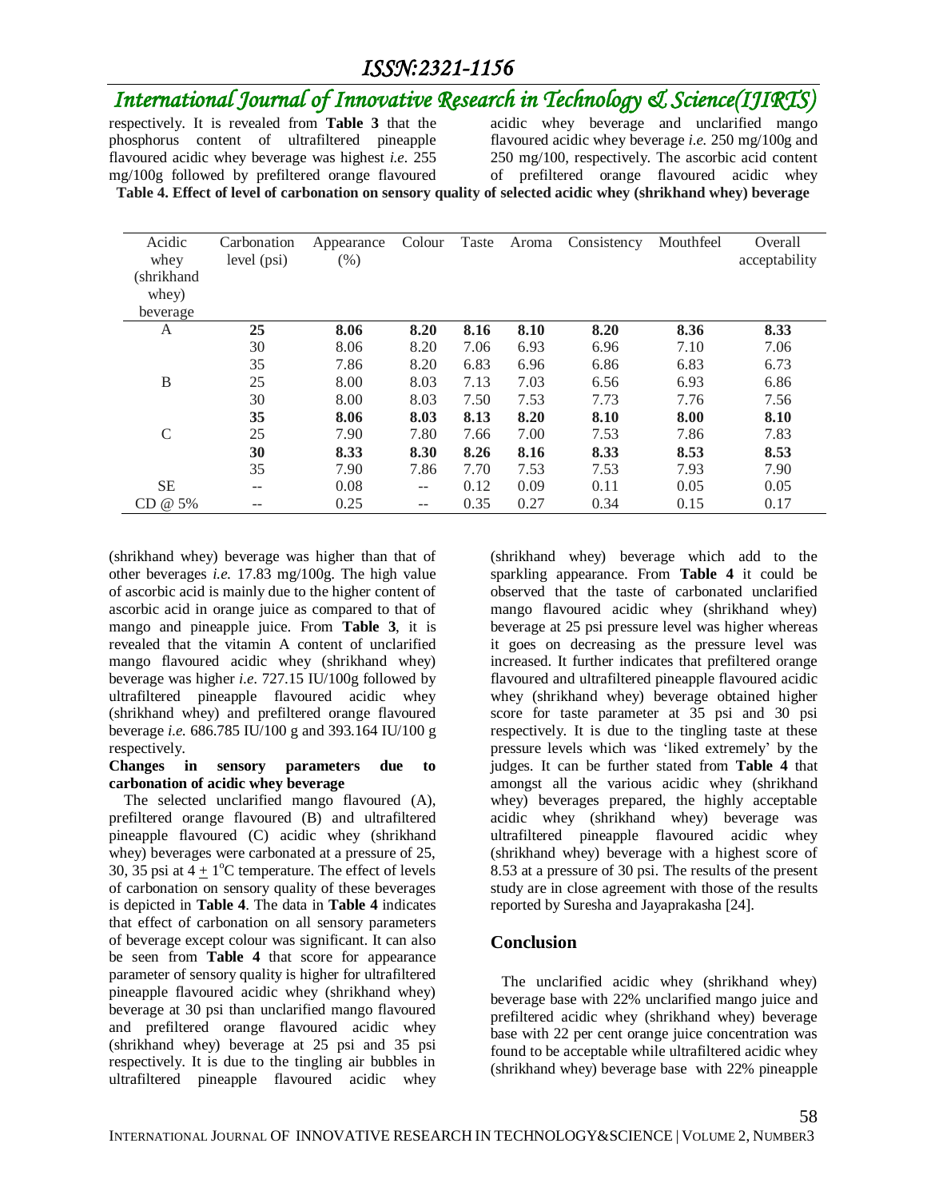respectively. It is revealed from **Table 3** that the phosphorus content of ultrafiltered pineapple flavoured acidic whey beverage was highest *i.e.* 255 mg/100g followed by prefiltered orange flavoured acidic whey beverage and unclarified mango flavoured acidic whey beverage *i.e.* 250 mg/100g and 250 mg/100, respectively. The ascorbic acid content of prefiltered orange flavoured acidic whey (shrikhand whey) beverage was higher than that of other beverages *i.e.* 17.83 mg/100g. The high value of ascorbic acid is mainly due to the higher content of ascorbic acid in orange juice as compared to that of mango and pineapple juice. From **Table 3**, it is revealed that the vitamin A content of unclarified mango flavoured acidic whey (shrikhand whey) beverage was higher *i.e.* 727.15 IU/100g followed by ultrafiltered pineapple flavoured acidic whey (shrikhand whey) and prefiltered orange flavoured beverage *i.e.* 686.785 IU/100 g and 393.164 IU/100 g respectively.

**Table 4. Effect of level of carbonation on sensory quality of selected acidic whey (shrikhand whey) beverage**

| Acidic whey (shrikhand whey) beverage | Carbonation level (psi) | Appearance (%) | Colour | Taste | Aroma | Consistency | Mouthfeel | Overall acceptability |
|---|---|---|---|---|---|---|---|---|
| A | **25** | **8.06** | **8.20** | **8.16** | **8.10** | **8.20** | **8.36** | **8.33** |
| | 30 | 8.06 | 8.20 | 7.06 | 6.93 | 6.96 | 7.10 | 7.06 |
| | 35 | 7.86 | 8.20 | 6.83 | 6.96 | 6.86 | 6.83 | 6.73 |
| B | 25 | 8.00 | 8.03 | 7.13 | 7.03 | 6.56 | 6.93 | 6.86 |
| | 30 | 8.00 | 8.03 | 7.50 | 7.53 | 7.73 | 7.76 | 7.56 |
| | **35** | **8.06** | **8.03** | **8.13** | **8.20** | **8.10** | **8.00** | **8.10** |
| C | 25 | 7.90 | 7.80 | 7.66 | 7.00 | 7.53 | 7.86 | 7.83 |
| | **30** | **8.33** | **8.30** | **8.26** | **8.16** | **8.33** | **8.53** | **8.53** |
| | 35 | 7.90 | 7.86 | 7.70 | 7.53 | 7.53 | 7.93 | 7.90 |
| SE | -- | 0.08 | -- | 0.12 | 0.09 | 0.11 | 0.05 | 0.05 |
| CD @ 5% | -- | 0.25 | -- | 0.35 | 0.27 | 0.34 | 0.15 | 0.17 |

**Changes in sensory parameters due to carbonation of acidic whey beverage**

The selected unclarified mango flavoured (A), prefiltered orange flavoured (B) and ultrafiltered pineapple flavoured (C) acidic whey (shrikhand whey) beverages were carbonated at a pressure of 25, 30, 35 psi at $4 \pm 1^{o}$C temperature. The effect of levels of carbonation on sensory quality of these beverages is depicted in **Table 4**. The data in **Table 4** indicates that effect of carbonation on all sensory parameters of beverage except colour was significant. It can also be seen from **Table 4** that score for appearance parameter of sensory quality is higher for ultrafiltered pineapple flavoured acidic whey (shrikhand whey) beverage at 30 psi than unclarified mango flavoured and prefiltered orange flavoured acidic whey (shrikhand whey) beverage at 25 psi and 35 psi respectively. It is due to the tingling air bubbles in ultrafiltered pineapple flavoured acidic whey (shrikhand whey) beverage which add to the sparkling appearance. From **Table 4** it could be observed that the taste of carbonated unclarified mango flavoured acidic whey (shrikhand whey) beverage at 25 psi pressure level was higher whereas it goes on decreasing as the pressure level was increased. It further indicates that prefiltered orange flavoured and ultrafiltered pineapple flavoured acidic whey (shrikhand whey) beverage obtained higher score for taste parameter at 35 psi and 30 psi respectively. It is due to the tingling taste at these pressure levels which was 'liked extremely' by the judges. It can be further stated from **Table 4** that amongst all the various acidic whey (shrikhand whey) beverages prepared, the highly acceptable acidic whey (shrikhand whey) beverage was ultrafiltered pineapple flavoured acidic whey (shrikhand whey) beverage with a highest score of 8.53 at a pressure of 30 psi. The results of the present study are in close agreement with those of the results reported by Suresha and Jayaprakasha [24].

## Conclusion

The unclarified acidic whey (shrikhand whey) beverage base with 22% unclarified mango juice and prefiltered acidic whey (shrikhand whey) beverage base with 22 per cent orange juice concentration was found to be acceptable while ultrafiltered acidic whey (shrikhand whey) beverage base with 22% pineapple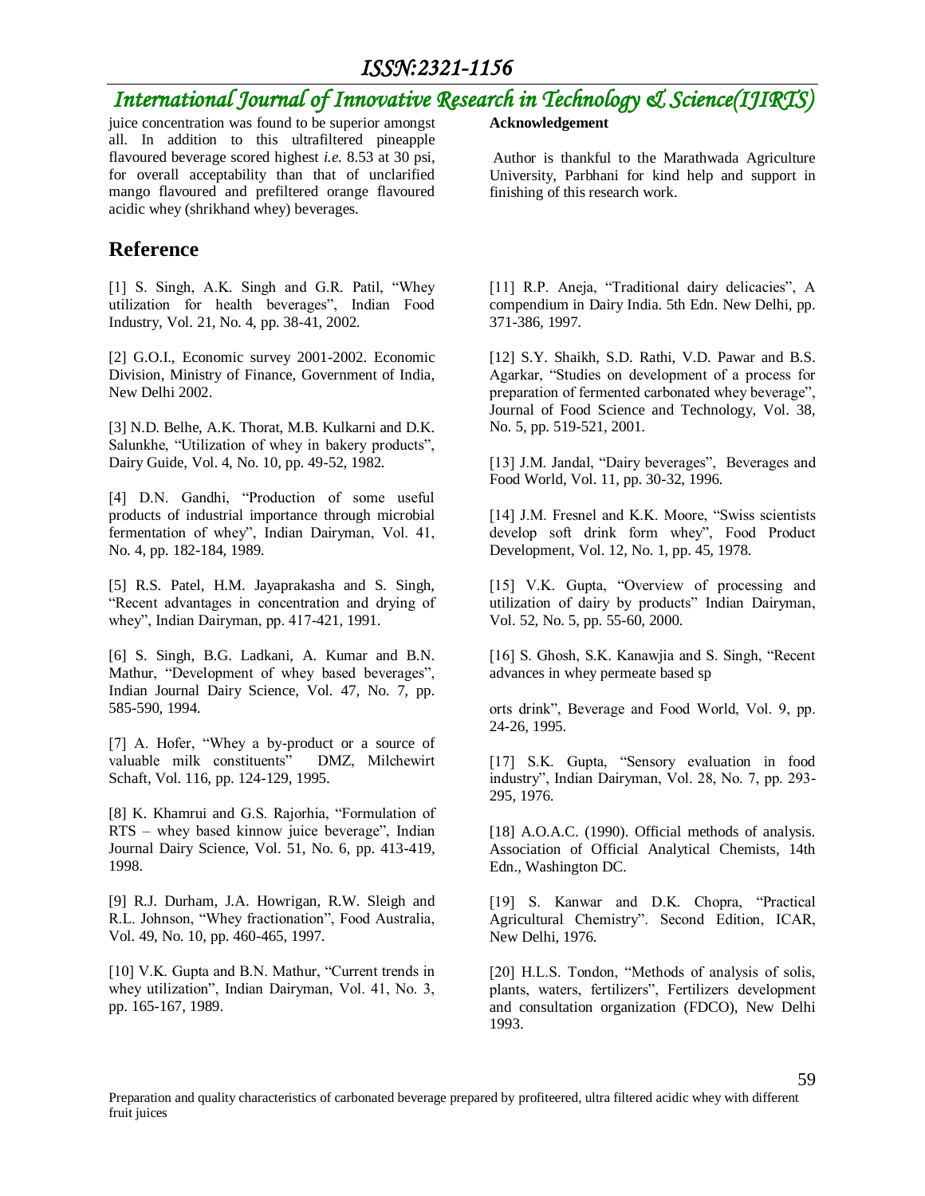juice concentration was found to be superior amongst all. In addition to this ultrafiltered pineapple flavoured beverage scored highest *i.e.* 8.53 at 30 psi, for overall acceptability than that of unclarified mango flavoured and prefiltered orange flavoured acidic whey (shrikhand whey) beverages.

**Acknowledgement**

Author is thankful to the Marathwada Agriculture University, Parbhani for kind help and support in finishing of this research work.

## Reference

[1] S. Singh, A.K. Singh and G.R. Patil, "Whey utilization for health beverages", Indian Food Industry, Vol. 21, No. 4, pp. 38-41, 2002.

[2] G.O.I., Economic survey 2001-2002. Economic Division, Ministry of Finance, Government of India, New Delhi 2002.

[3] N.D. Belhe, A.K. Thorat, M.B. Kulkarni and D.K. Salunkhe, "Utilization of whey in bakery products", Dairy Guide, Vol. 4, No. 10, pp. 49-52, 1982.

[4] D.N. Gandhi, "Production of some useful products of industrial importance through microbial fermentation of whey", Indian Dairyman, Vol. 41, No. 4, pp. 182-184, 1989.

[5] R.S. Patel, H.M. Jayaprakasha and S. Singh, "Recent advantages in concentration and drying of whey", Indian Dairyman, pp. 417-421, 1991.

[6] S. Singh, B.G. Ladkani, A. Kumar and B.N. Mathur, "Development of whey based beverages", Indian Journal Dairy Science, Vol. 47, No. 7, pp. 585-590, 1994.

[7] A. Hofer, "Whey a by-product or a source of valuable milk constituents" DMZ, Milchewirt Schaft, Vol. 116, pp. 124-129, 1995.

[8] K. Khamrui and G.S. Rajorhia, "Formulation of RTS – whey based kinnow juice beverage", Indian Journal Dairy Science, Vol. 51, No. 6, pp. 413-419, 1998.

[9] R.J. Durham, J.A. Howrigan, R.W. Sleigh and R.L. Johnson, "Whey fractionation", Food Australia, Vol. 49, No. 10, pp. 460-465, 1997.

[10] V.K. Gupta and B.N. Mathur, "Current trends in whey utilization", Indian Dairyman, Vol. 41, No. 3, pp. 165-167, 1989.

[11] R.P. Aneja, "Traditional dairy delicacies", A compendium in Dairy India. 5th Edn. New Delhi, pp. 371-386, 1997.

[12] S.Y. Shaikh, S.D. Rathi, V.D. Pawar and B.S. Agarkar, "Studies on development of a process for preparation of fermented carbonated whey beverage", Journal of Food Science and Technology, Vol. 38, No. 5, pp. 519-521, 2001.

[13] J.M. Jandal, "Dairy beverages", Beverages and Food World, Vol. 11, pp. 30-32, 1996.

[14] J.M. Fresnel and K.K. Moore, "Swiss scientists develop soft drink form whey", Food Product Development, Vol. 12, No. 1, pp. 45, 1978.

[15] V.K. Gupta, "Overview of processing and utilization of dairy by products" Indian Dairyman, Vol. 52, No. 5, pp. 55-60, 2000.

[16] S. Ghosh, S.K. Kanawjia and S. Singh, "Recent advances in whey permeate based sp

orts drink", Beverage and Food World, Vol. 9, pp. 24-26, 1995.

[17] S.K. Gupta, "Sensory evaluation in food industry", Indian Dairyman, Vol. 28, No. 7, pp. 293-295, 1976.

[18] A.O.A.C. (1990). Official methods of analysis. Association of Official Analytical Chemists, 14th Edn., Washington DC.

[19] S. Kanwar and D.K. Chopra, "Practical Agricultural Chemistry". Second Edition, ICAR, New Delhi, 1976.

[20] H.L.S. Tondon, "Methods of analysis of solis, plants, waters, fertilizers", Fertilizers development and consultation organization (FDCO), New Delhi 1993.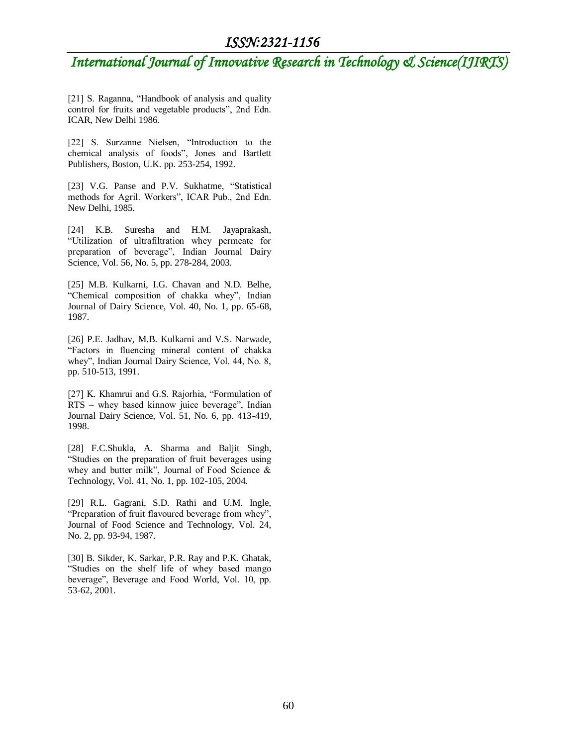[21] S. Raganna, "Handbook of analysis and quality control for fruits and vegetable products", 2nd Edn. ICAR, New Delhi 1986.

[22] S. Surzanne Nielsen, "Introduction to the chemical analysis of foods", Jones and Bartlett Publishers, Boston, U.K. pp. 253-254, 1992.

[23] V.G. Panse and P.V. Sukhatme, "Statistical methods for Agril. Workers", ICAR Pub., 2nd Edn. New Delhi, 1985.

[24] K.B. Suresha and H.M. Jayaprakash, "Utilization of ultrafiltration whey permeate for preparation of beverage", Indian Journal Dairy Science, Vol. 56, No. 5, pp. 278-284, 2003.

[25] M.B. Kulkarni, I.G. Chavan and N.D. Belhe, "Chemical composition of chakka whey", Indian Journal of Dairy Science, Vol. 40, No. 1, pp. 65-68, 1987.

[26] P.E. Jadhav, M.B. Kulkarni and V.S. Narwade, "Factors in fluencing mineral content of chakka whey", Indian Journal Dairy Science, Vol. 44, No. 8, pp. 510-513, 1991.

[27] K. Khamrui and G.S. Rajorhia, "Formulation of RTS – whey based kinnow juice beverage", Indian Journal Dairy Science, Vol. 51, No. 6, pp. 413-419, 1998.

[28] F.C.Shukla, A. Sharma and Baljit Singh, "Studies on the preparation of fruit beverages using whey and butter milk", Journal of Food Science & Technology, Vol. 41, No. 1, pp. 102-105, 2004.

[29] R.L. Gagrani, S.D. Rathi and U.M. Ingle, "Preparation of fruit flavoured beverage from whey", Journal of Food Science and Technology, Vol. 24, No. 2, pp. 93-94, 1987.

[30] B. Sikder, K. Sarkar, P.R. Ray and P.K. Ghatak, "Studies on the shelf life of whey based mango beverage", Beverage and Food World, Vol. 10, pp. 53-62, 2001.